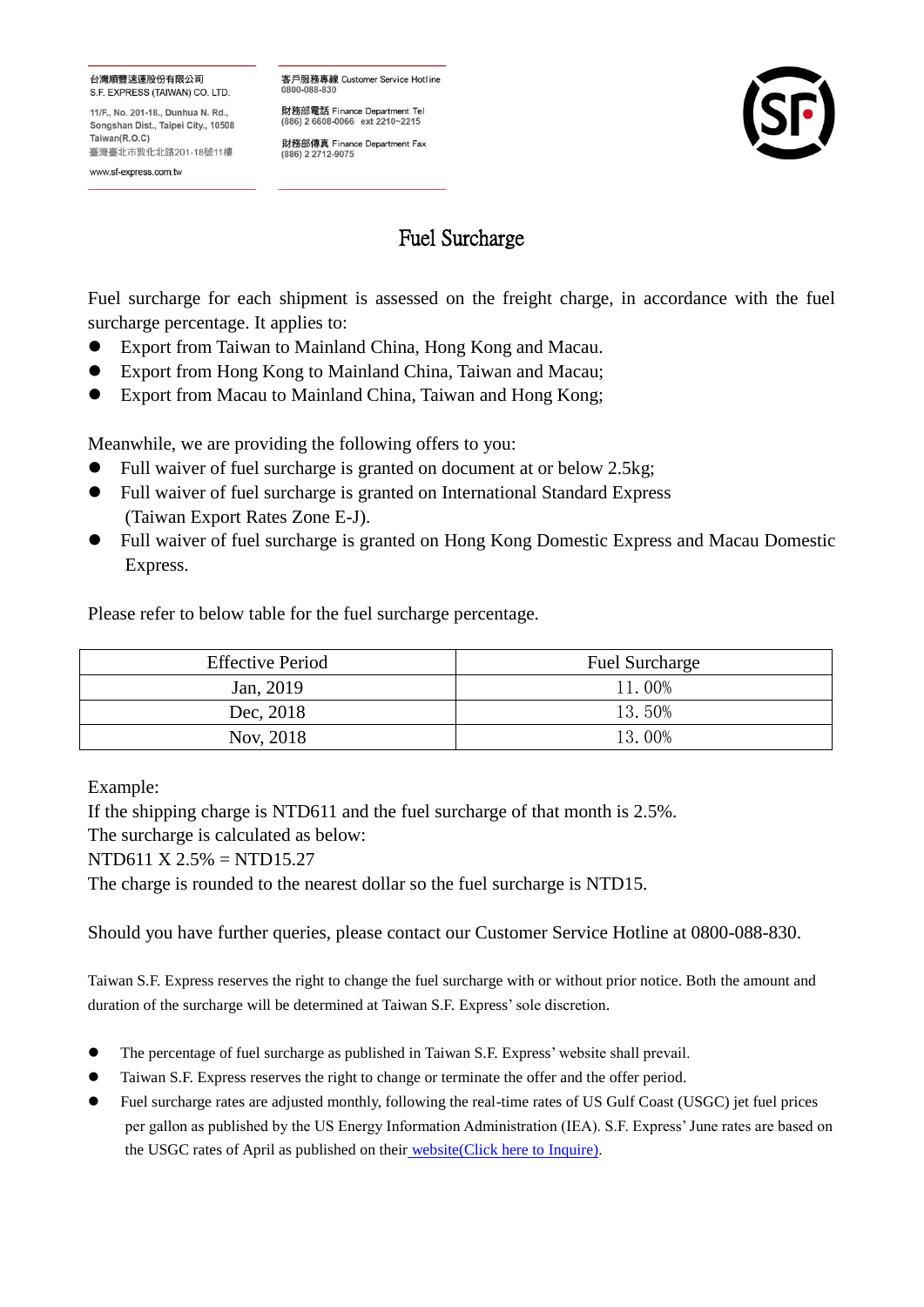台灣順豐速運股份有限公司
S.F. EXPRESS (TAIWAN) CO. LTD.

11/F., No. 201-18., Dunhua N. Rd.,
Songshan Dist., Taipei City., 10508
Taiwan(R.O.C)
臺灣臺北市敦化北路201-18號11樓

www.sf-express.com.tw

客戶服務專線 Customer Service Hotline
0800-088-830

財務部電話 Finance Department Tel
(886) 2 6608-0066 ext 2210~2215

財務部傳真 Finance Department Fax
(886) 2 2712-9075

# Fuel Surcharge

Fuel surcharge for each shipment is assessed on the freight charge, in accordance with the fuel surcharge percentage. It applies to:

- Export from Taiwan to Mainland China, Hong Kong and Macau.
- Export from Hong Kong to Mainland China, Taiwan and Macau;
- Export from Macau to Mainland China, Taiwan and Hong Kong;

Meanwhile, we are providing the following offers to you:

- Full waiver of fuel surcharge is granted on document at or below 2.5kg;
- Full waiver of fuel surcharge is granted on International Standard Express (Taiwan Export Rates Zone E-J).
- Full waiver of fuel surcharge is granted on Hong Kong Domestic Express and Macau Domestic Express.

Please refer to below table for the fuel surcharge percentage.

| Effective Period | Fuel Surcharge |
|---|---|
| Jan, 2019 | 11.00% |
| Dec, 2018 | 13.50% |
| Nov, 2018 | 13.00% |

Example:
If the shipping charge is NTD611 and the fuel surcharge of that month is 2.5%.
The surcharge is calculated as below:
NTD611 X 2.5% = NTD15.27
The charge is rounded to the nearest dollar so the fuel surcharge is NTD15.

Should you have further queries, please contact our Customer Service Hotline at 0800-088-830.

Taiwan S.F. Express reserves the right to change the fuel surcharge with or without prior notice. Both the amount and duration of the surcharge will be determined at Taiwan S.F. Express' sole discretion.

- The percentage of fuel surcharge as published in Taiwan S.F. Express' website shall prevail.
- Taiwan S.F. Express reserves the right to change or terminate the offer and the offer period.
- Fuel surcharge rates are adjusted monthly, following the real-time rates of US Gulf Coast (USGC) jet fuel prices per gallon as published by the US Energy Information Administration (IEA). S.F. Express' June rates are based on the USGC rates of April as published on their website(Click here to Inquire).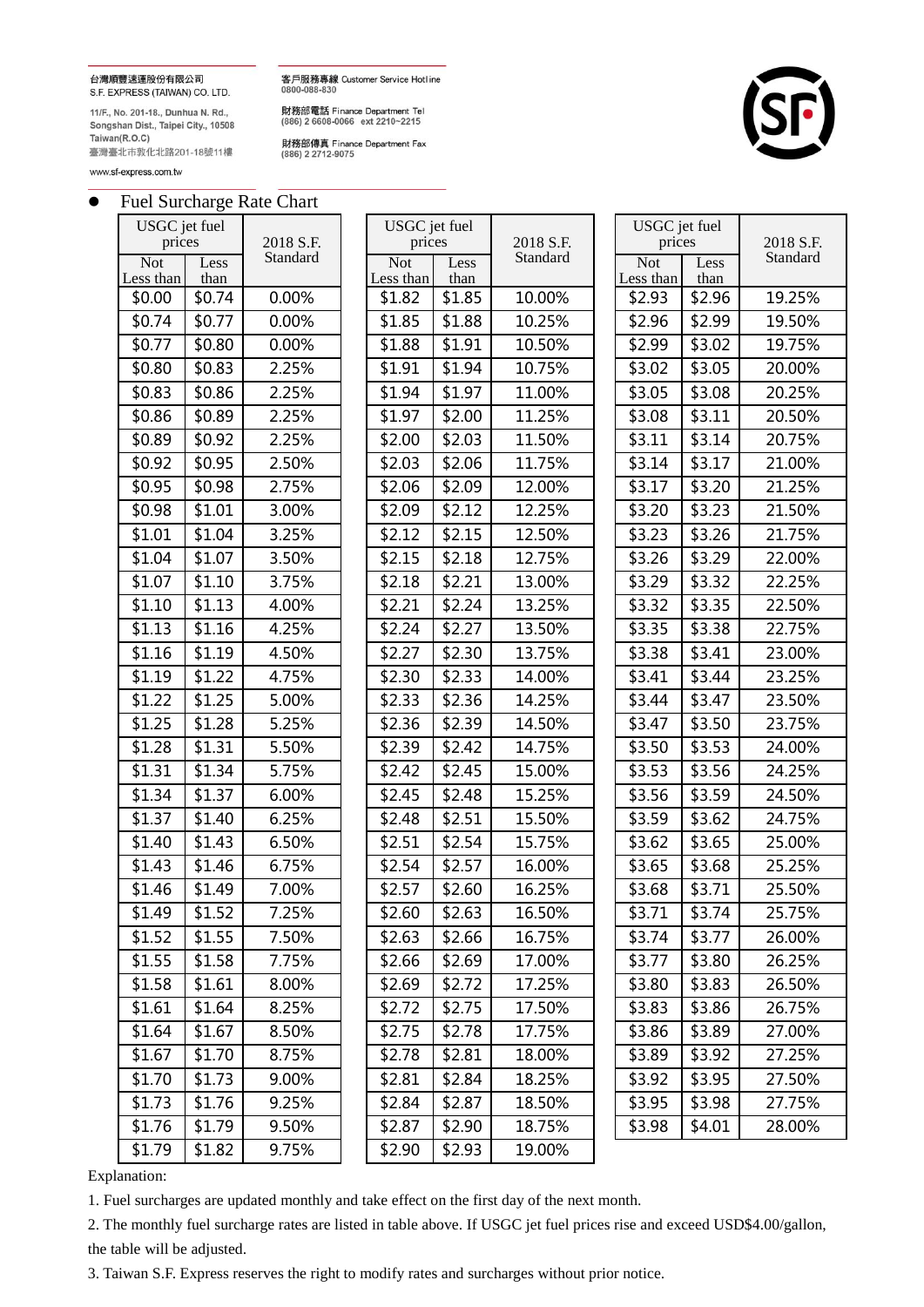台灣順豐速運股份有限公司
S.F. EXPRESS (TAIWAN) CO. LTD.

11/F., No. 201-18., Dunhua N. Rd., Songshan Dist., Taipei City., 10508 Taiwan(R.O.C)
臺灣臺北市敦化北路201-18號11樓

www.sf-express.com.tw

客戶服務專線 Customer Service Hotline
0800-088-830

財務部電話 Finance Department Tel
(886) 2 6608-0066 ext 2210~2215

財務部傳真 Finance Department Fax
(886) 2 2712-9075

- Fuel Surcharge Rate Chart

| USGC jet fuel prices | | 2018 S.F. Standard | USGC jet fuel prices | | 2018 S.F. Standard | USGC jet fuel prices | | 2018 S.F. Standard |
|---|---|---|---|---|---|---|---|---|
| Not Less than | Less than | | Not Less than | Less than | | Not Less than | Less than | |
| $0.00 | $0.74 | 0.00% | $1.82 | $1.85 | 10.00% | $2.93 | $2.96 | 19.25% |
| $0.74 | $0.77 | 0.00% | $1.85 | $1.88 | 10.25% | $2.96 | $2.99 | 19.50% |
| $0.77 | $0.80 | 0.00% | $1.88 | $1.91 | 10.50% | $2.99 | $3.02 | 19.75% |
| $0.80 | $0.83 | 2.25% | $1.91 | $1.94 | 10.75% | $3.02 | $3.05 | 20.00% |
| $0.83 | $0.86 | 2.25% | $1.94 | $1.97 | 11.00% | $3.05 | $3.08 | 20.25% |
| $0.86 | $0.89 | 2.25% | $1.97 | $2.00 | 11.25% | $3.08 | $3.11 | 20.50% |
| $0.89 | $0.92 | 2.25% | $2.00 | $2.03 | 11.50% | $3.11 | $3.14 | 20.75% |
| $0.92 | $0.95 | 2.50% | $2.03 | $2.06 | 11.75% | $3.14 | $3.17 | 21.00% |
| $0.95 | $0.98 | 2.75% | $2.06 | $2.09 | 12.00% | $3.17 | $3.20 | 21.25% |
| $0.98 | $1.01 | 3.00% | $2.09 | $2.12 | 12.25% | $3.20 | $3.23 | 21.50% |
| $1.01 | $1.04 | 3.25% | $2.12 | $2.15 | 12.50% | $3.23 | $3.26 | 21.75% |
| $1.04 | $1.07 | 3.50% | $2.15 | $2.18 | 12.75% | $3.26 | $3.29 | 22.00% |
| $1.07 | $1.10 | 3.75% | $2.18 | $2.21 | 13.00% | $3.29 | $3.32 | 22.25% |
| $1.10 | $1.13 | 4.00% | $2.21 | $2.24 | 13.25% | $3.32 | $3.35 | 22.50% |
| $1.13 | $1.16 | 4.25% | $2.24 | $2.27 | 13.50% | $3.35 | $3.38 | 22.75% |
| $1.16 | $1.19 | 4.50% | $2.27 | $2.30 | 13.75% | $3.38 | $3.41 | 23.00% |
| $1.19 | $1.22 | 4.75% | $2.30 | $2.33 | 14.00% | $3.41 | $3.44 | 23.25% |
| $1.22 | $1.25 | 5.00% | $2.33 | $2.36 | 14.25% | $3.44 | $3.47 | 23.50% |
| $1.25 | $1.28 | 5.25% | $2.36 | $2.39 | 14.50% | $3.47 | $3.50 | 23.75% |
| $1.28 | $1.31 | 5.50% | $2.39 | $2.42 | 14.75% | $3.50 | $3.53 | 24.00% |
| $1.31 | $1.34 | 5.75% | $2.42 | $2.45 | 15.00% | $3.53 | $3.56 | 24.25% |
| $1.34 | $1.37 | 6.00% | $2.45 | $2.48 | 15.25% | $3.56 | $3.59 | 24.50% |
| $1.37 | $1.40 | 6.25% | $2.48 | $2.51 | 15.50% | $3.59 | $3.62 | 24.75% |
| $1.40 | $1.43 | 6.50% | $2.51 | $2.54 | 15.75% | $3.62 | $3.65 | 25.00% |
| $1.43 | $1.46 | 6.75% | $2.54 | $2.57 | 16.00% | $3.65 | $3.68 | 25.25% |
| $1.46 | $1.49 | 7.00% | $2.57 | $2.60 | 16.25% | $3.68 | $3.71 | 25.50% |
| $1.49 | $1.52 | 7.25% | $2.60 | $2.63 | 16.50% | $3.71 | $3.74 | 25.75% |
| $1.52 | $1.55 | 7.50% | $2.63 | $2.66 | 16.75% | $3.74 | $3.77 | 26.00% |
| $1.55 | $1.58 | 7.75% | $2.66 | $2.69 | 17.00% | $3.77 | $3.80 | 26.25% |
| $1.58 | $1.61 | 8.00% | $2.69 | $2.72 | 17.25% | $3.80 | $3.83 | 26.50% |
| $1.61 | $1.64 | 8.25% | $2.72 | $2.75 | 17.50% | $3.83 | $3.86 | 26.75% |
| $1.64 | $1.67 | 8.50% | $2.75 | $2.78 | 17.75% | $3.86 | $3.89 | 27.00% |
| $1.67 | $1.70 | 8.75% | $2.78 | $2.81 | 18.00% | $3.89 | $3.92 | 27.25% |
| $1.70 | $1.73 | 9.00% | $2.81 | $2.84 | 18.25% | $3.92 | $3.95 | 27.50% |
| $1.73 | $1.76 | 9.25% | $2.84 | $2.87 | 18.50% | $3.95 | $3.98 | 27.75% |
| $1.76 | $1.79 | 9.50% | $2.87 | $2.90 | 18.75% | $3.98 | $4.01 | 28.00% |
| $1.79 | $1.82 | 9.75% | $2.90 | $2.93 | 19.00% | | | |

Explanation:

1. Fuel surcharges are updated monthly and take effect on the first day of the next month.
2. The monthly fuel surcharge rates are listed in table above. If USGC jet fuel prices rise and exceed USD$4.00/gallon, the table will be adjusted.
3. Taiwan S.F. Express reserves the right to modify rates and surcharges without prior notice.